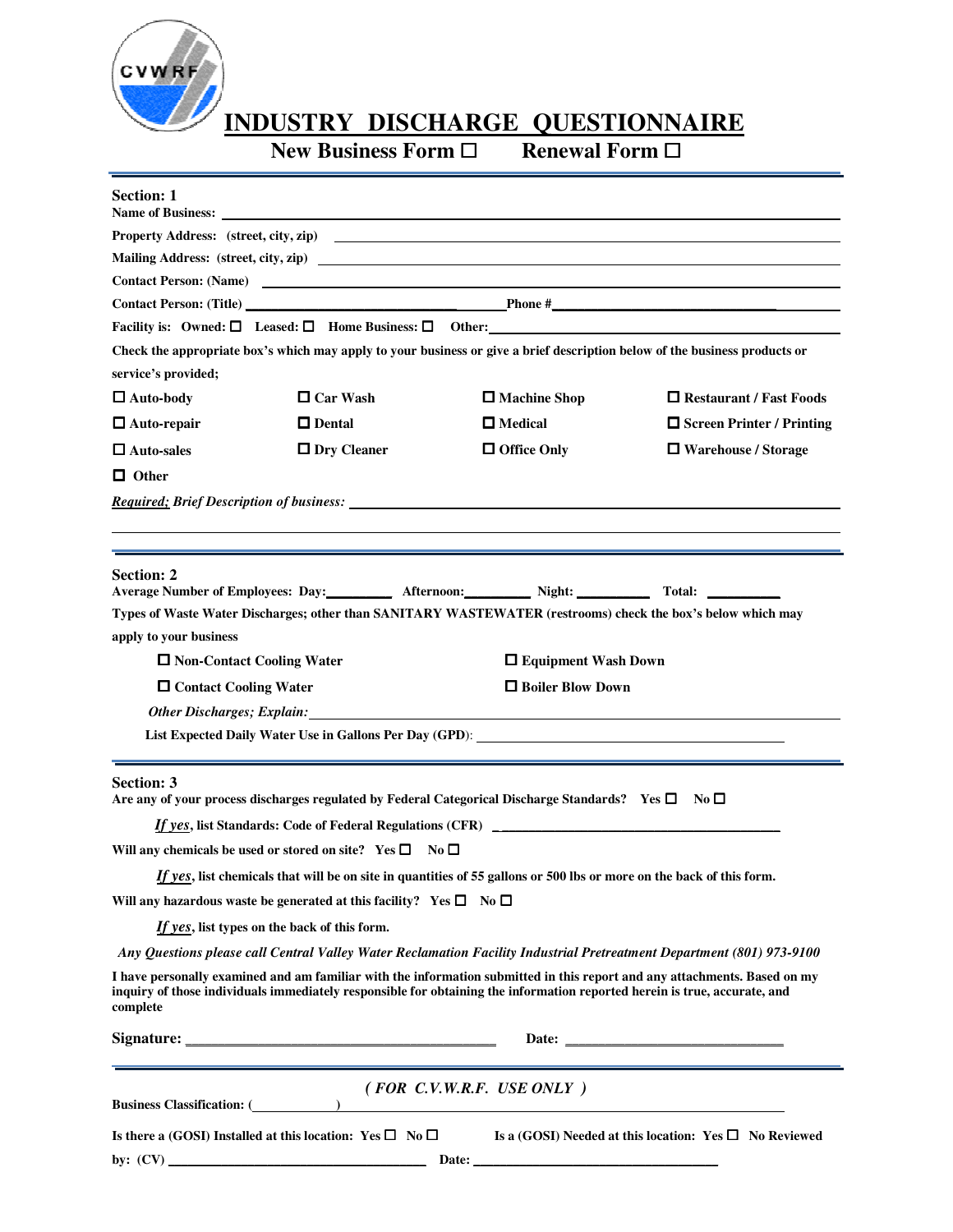CVWRF

# INDUSTRY DISCHARGE QUESTIONNAIRE

**New Business Form ☐ Renewal Form ☐**

---

**Section: 1**

**Name of Business:** ______________________________

**Property Address: (street, city, zip)** ______________________________

**Mailing Address: (street, city, zip)** ______________________________

**Contact Person: (Name)** ______________________________

**Contact Person: (Title)** ______________________ **Phone #**______________________

**Facility is: Owned: ☐ Leased: ☐ Home Business: ☐ Other:**______________________

**Check the appropriate box's which may apply to your business or give a brief description below of the business products or service's provided;**

| | | | |
|---|---|---|---|
| ☐ Auto-body | ☐ Car Wash | ☐ Machine Shop | ☐ Restaurant / Fast Foods |
| ☐ Auto-repair | ☐ Dental | ☐ Medical | ☐ Screen Printer / Printing |
| ☐ Auto-sales | ☐ Dry Cleaner | ☐ Office Only | ☐ Warehouse / Storage |
| ☐ Other | | | |

***Required;* Brief Description of business:** ______________________________

---

**Section: 2**

**Average Number of Employees: Day:**________ **Afternoon:**________ **Night:** ________ **Total:** ________

**Types of Waste Water Discharges; other than SANITARY WASTEWATER (restrooms) check the box's below which may apply to your business**

| | |
|---|---|
| ☐ Non-Contact Cooling Water | ☐ Equipment Wash Down |
| ☐ Contact Cooling Water | ☐ Boiler Blow Down |

***Other Discharges; Explain:*** ______________________________

**List Expected Daily Water Use in Gallons Per Day (GPD):** ______________________________

---

**Section: 3**

**Are any of your process discharges regulated by Federal Categorical Discharge Standards? Yes ☐ No ☐**

***If yes*, list Standards: Code of Federal Regulations (CFR)** ______________________________

**Will any chemicals be used or stored on site? Yes ☐ No ☐**

***If yes*, list chemicals that will be on site in quantities of 55 gallons or 500 lbs or more on the back of this form.**

**Will any hazardous waste be generated at this facility? Yes ☐ No ☐**

***If yes*, list types on the back of this form.**

***Any Questions please call Central Valley Water Reclamation Facility Industrial Pretreatment Department (801) 973-9100***

**I have personally examined and am familiar with the information submitted in this report and any attachments. Based on my inquiry of those individuals immediately responsible for obtaining the information reported herein is true, accurate, and complete**

**Signature:** ______________________________ **Date:** ______________________

---

***( FOR C.V.W.R.F. USE ONLY )***

**Business Classification:** (____________) ______________________________

**Is there a (GOSI) Installed at this location: Yes ☐ No ☐** **Is a (GOSI) Needed at this location: Yes ☐ No Reviewed by: (CV)** ______________________ **Date:** ______________________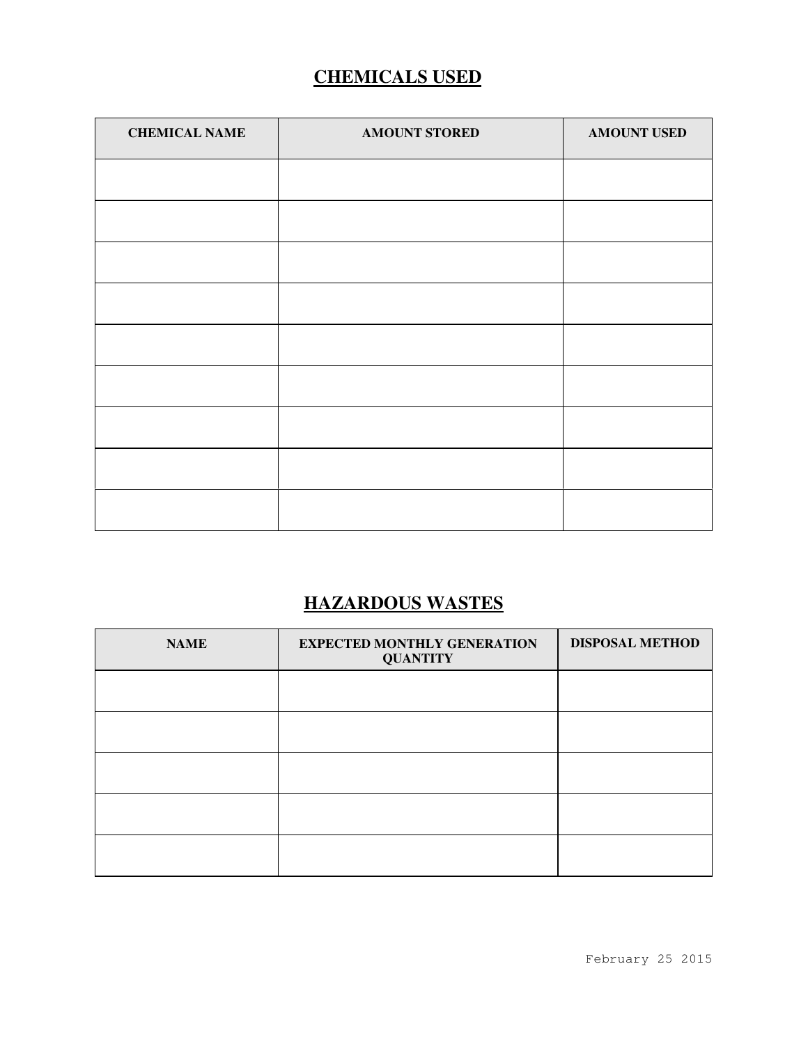## CHEMICALS USED

| CHEMICAL NAME | AMOUNT STORED | AMOUNT USED |
|---|---|---|
| | | |
| | | |
| | | |
| | | |
| | | |
| | | |
| | | |
| | | |
| | | |

## HAZARDOUS WASTES

| NAME | EXPECTED MONTHLY GENERATION QUANTITY | DISPOSAL METHOD |
|---|---|---|
| | | |
| | | |
| | | |
| | | |
| | | |

February 25 2015